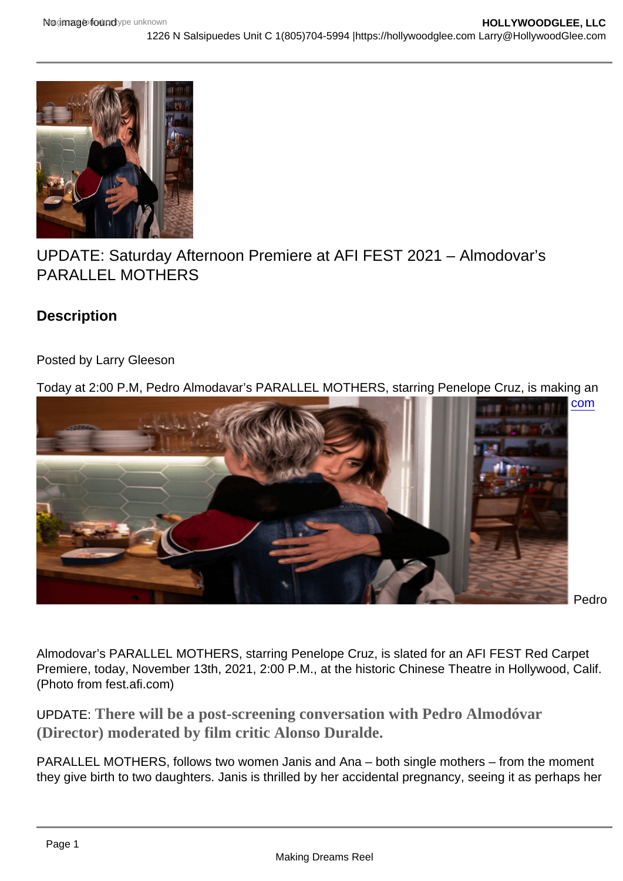UPDATE: Saturday Afternoon Premiere at AFI FEST 2021 – Almodovar's PARALLEL MOTHERS

## Description

Posted by Larry Gleeson

Today at 2:00 P.M, Pedro Almodavar's PARALLEL MOTHERS, starring Penelope Cruz, is making an com

Pedro Almodovar's PARALLEL MOTHERS, starring Penelope Cruz, is slated for an AFI FEST Red Carpet Premiere, today, November 13th, 2021, 2:00 P.M., at the historic Chinese Theatre in Hollywood, Calif. (Photo from fest.afi.com)

UPDATE: **There will be a post-screening conversation with Pedro Almodóvar (Director) moderated by film critic Alonso Duralde.**

PARALLEL MOTHERS, follows two women Janis and Ana – both single mothers – from the moment they give birth to two daughters. Janis is thrilled by her accidental pregnancy, seeing it as perhaps her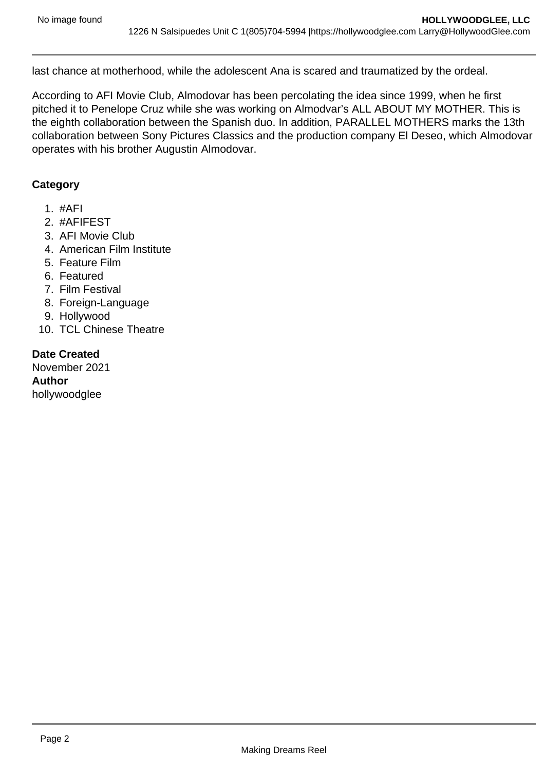last chance at motherhood, while the adolescent Ana is scared and traumatized by the ordeal.

According to AFI Movie Club, Almodovar has been percolating the idea since 1999, when he first pitched it to Penelope Cruz while she was working on Almodvar's ALL ABOUT MY MOTHER. This is the eighth collaboration between the Spanish duo. In addition, PARALLEL MOTHERS marks the 13th collaboration between Sony Pictures Classics and the production company El Deseo, which Almodovar operates with his brother Augustin Almodovar.

**Category**

1. #AFI
2. #AFIFEST
3. AFI Movie Club
4. American Film Institute
5. Feature Film
6. Featured
7. Film Festival
8. Foreign-Language
9. Hollywood
10. TCL Chinese Theatre

**Date Created**
November 2021
**Author**
hollywoodglee